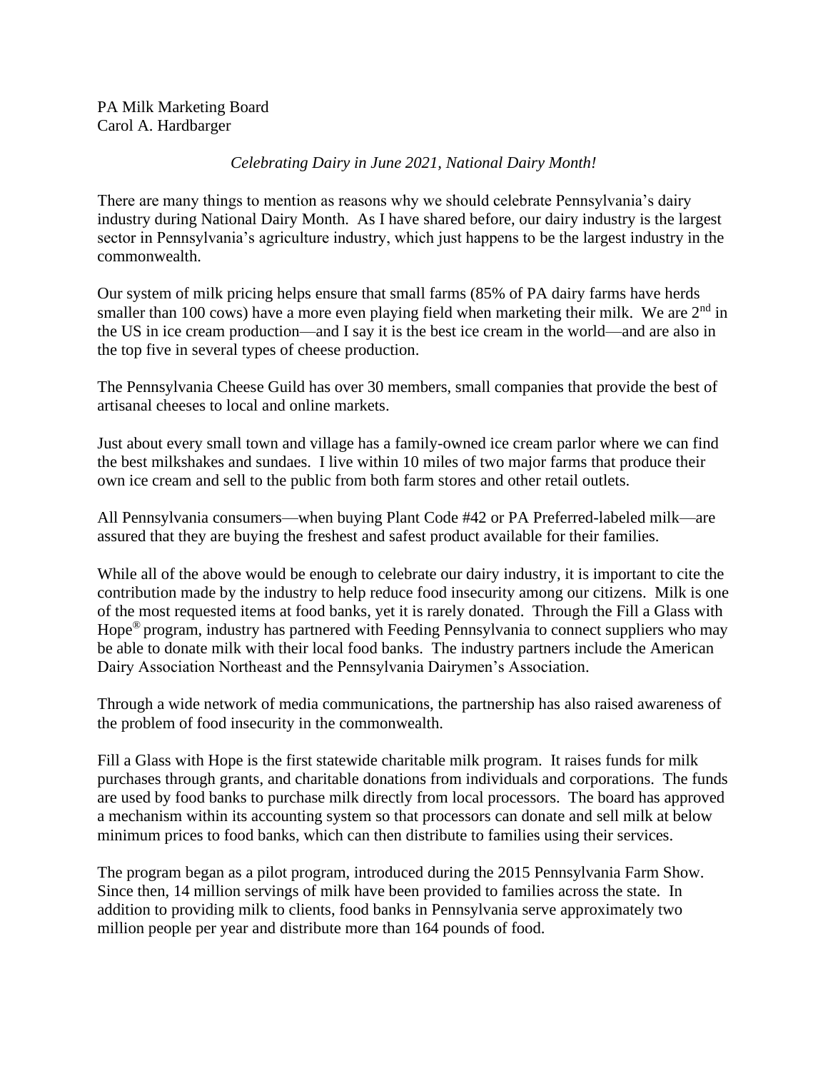PA Milk Marketing Board
Carol A. Hardbarger

*Celebrating Dairy in June 2021, National Dairy Month!*

There are many things to mention as reasons why we should celebrate Pennsylvania's dairy industry during National Dairy Month. As I have shared before, our dairy industry is the largest sector in Pennsylvania's agriculture industry, which just happens to be the largest industry in the commonwealth.

Our system of milk pricing helps ensure that small farms (85% of PA dairy farms have herds smaller than 100 cows) have a more even playing field when marketing their milk. We are 2nd in the US in ice cream production—and I say it is the best ice cream in the world—and are also in the top five in several types of cheese production.

The Pennsylvania Cheese Guild has over 30 members, small companies that provide the best of artisanal cheeses to local and online markets.

Just about every small town and village has a family-owned ice cream parlor where we can find the best milkshakes and sundaes. I live within 10 miles of two major farms that produce their own ice cream and sell to the public from both farm stores and other retail outlets.

All Pennsylvania consumers—when buying Plant Code #42 or PA Preferred-labeled milk—are assured that they are buying the freshest and safest product available for their families.

While all of the above would be enough to celebrate our dairy industry, it is important to cite the contribution made by the industry to help reduce food insecurity among our citizens. Milk is one of the most requested items at food banks, yet it is rarely donated. Through the Fill a Glass with Hope® program, industry has partnered with Feeding Pennsylvania to connect suppliers who may be able to donate milk with their local food banks. The industry partners include the American Dairy Association Northeast and the Pennsylvania Dairymen's Association.

Through a wide network of media communications, the partnership has also raised awareness of the problem of food insecurity in the commonwealth.

Fill a Glass with Hope is the first statewide charitable milk program. It raises funds for milk purchases through grants, and charitable donations from individuals and corporations. The funds are used by food banks to purchase milk directly from local processors. The board has approved a mechanism within its accounting system so that processors can donate and sell milk at below minimum prices to food banks, which can then distribute to families using their services.

The program began as a pilot program, introduced during the 2015 Pennsylvania Farm Show. Since then, 14 million servings of milk have been provided to families across the state. In addition to providing milk to clients, food banks in Pennsylvania serve approximately two million people per year and distribute more than 164 pounds of food.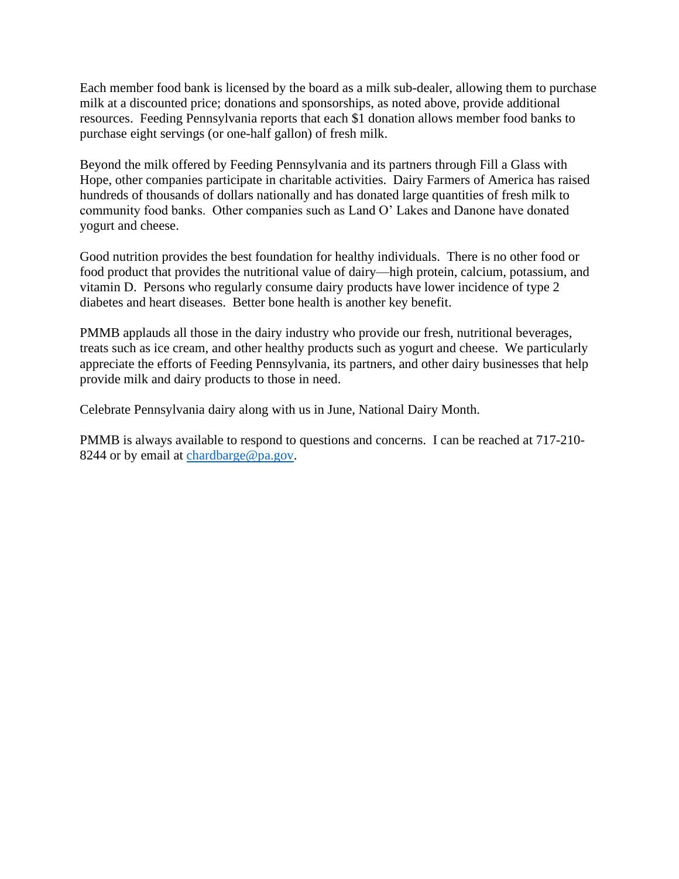Each member food bank is licensed by the board as a milk sub-dealer, allowing them to purchase milk at a discounted price; donations and sponsorships, as noted above, provide additional resources. Feeding Pennsylvania reports that each $1 donation allows member food banks to purchase eight servings (or one-half gallon) of fresh milk.

Beyond the milk offered by Feeding Pennsylvania and its partners through Fill a Glass with Hope, other companies participate in charitable activities. Dairy Farmers of America has raised hundreds of thousands of dollars nationally and has donated large quantities of fresh milk to community food banks. Other companies such as Land O' Lakes and Danone have donated yogurt and cheese.

Good nutrition provides the best foundation for healthy individuals. There is no other food or food product that provides the nutritional value of dairy—high protein, calcium, potassium, and vitamin D. Persons who regularly consume dairy products have lower incidence of type 2 diabetes and heart diseases. Better bone health is another key benefit.

PMMB applauds all those in the dairy industry who provide our fresh, nutritional beverages, treats such as ice cream, and other healthy products such as yogurt and cheese. We particularly appreciate the efforts of Feeding Pennsylvania, its partners, and other dairy businesses that help provide milk and dairy products to those in need.

Celebrate Pennsylvania dairy along with us in June, National Dairy Month.

PMMB is always available to respond to questions and concerns. I can be reached at 717-210-8244 or by email at [chardbarge@pa.gov](mailto:chardbarge@pa.gov).